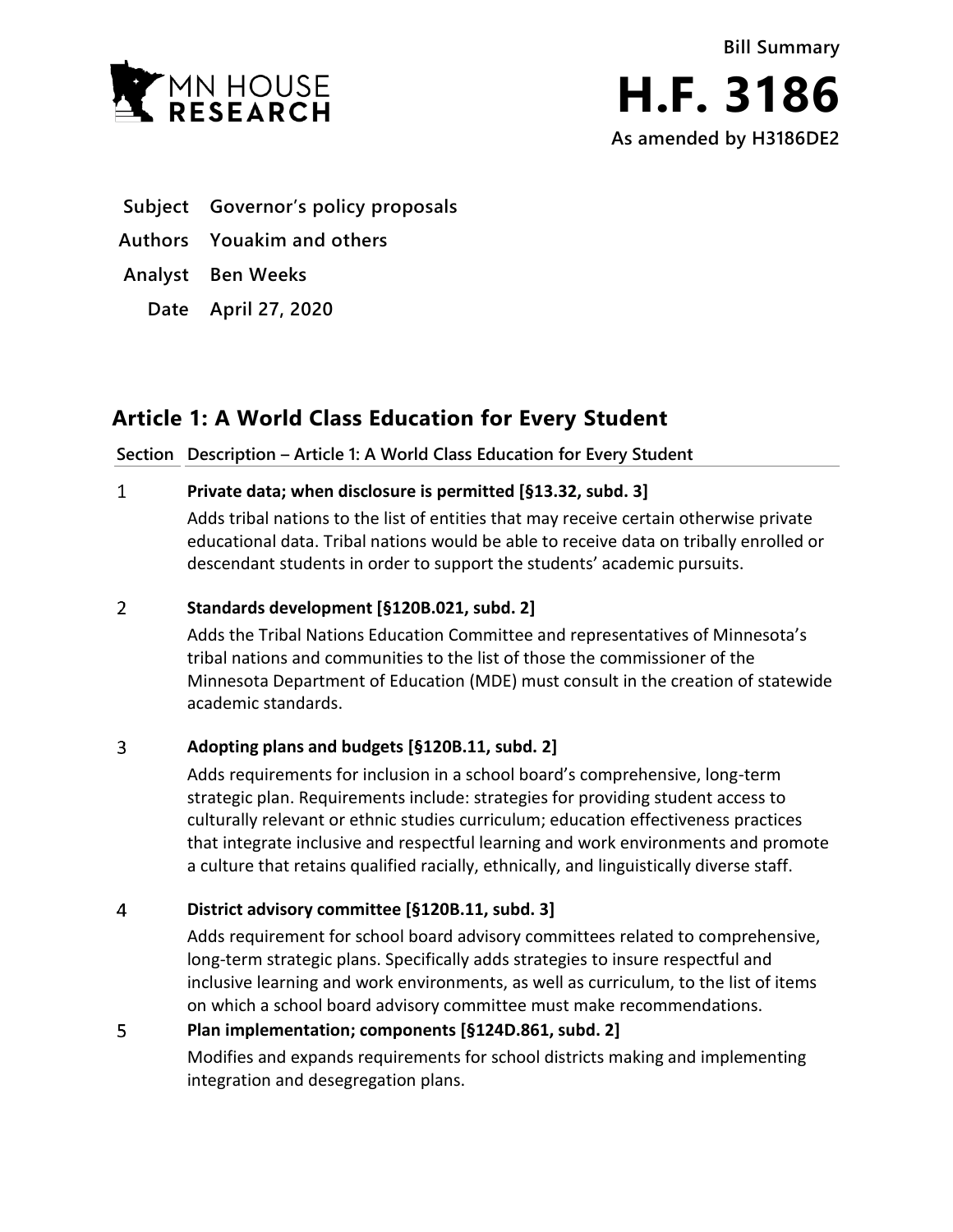MN HOUSE RESEARCH

**Bill Summary**

# H.F. 3186

**As amended by H3186DE2**

**Subject** Governor's policy proposals

**Authors** Youakim and others

**Analyst** Ben Weeks

**Date** April 27, 2020

## Article 1: A World Class Education for Every Student

| Section | Description – Article 1: A World Class Education for Every Student |
|---|---|
| 1 | **Private data; when disclosure is permitted [§13.32, subd. 3]**<br>Adds tribal nations to the list of entities that may receive certain otherwise private educational data. Tribal nations would be able to receive data on tribally enrolled or descendant students in order to support the students' academic pursuits. |
| 2 | **Standards development [§120B.021, subd. 2]**<br>Adds the Tribal Nations Education Committee and representatives of Minnesota's tribal nations and communities to the list of those the commissioner of the Minnesota Department of Education (MDE) must consult in the creation of statewide academic standards. |
| 3 | **Adopting plans and budgets [§120B.11, subd. 2]**<br>Adds requirements for inclusion in a school board's comprehensive, long-term strategic plan. Requirements include: strategies for providing student access to culturally relevant or ethnic studies curriculum; education effectiveness practices that integrate inclusive and respectful learning and work environments and promote a culture that retains qualified racially, ethnically, and linguistically diverse staff. |
| 4 | **District advisory committee [§120B.11, subd. 3]**<br>Adds requirement for school board advisory committees related to comprehensive, long-term strategic plans. Specifically adds strategies to insure respectful and inclusive learning and work environments, as well as curriculum, to the list of items on which a school board advisory committee must make recommendations. |
| 5 | **Plan implementation; components [§124D.861, subd. 2]**<br>Modifies and expands requirements for school districts making and implementing integration and desegregation plans. |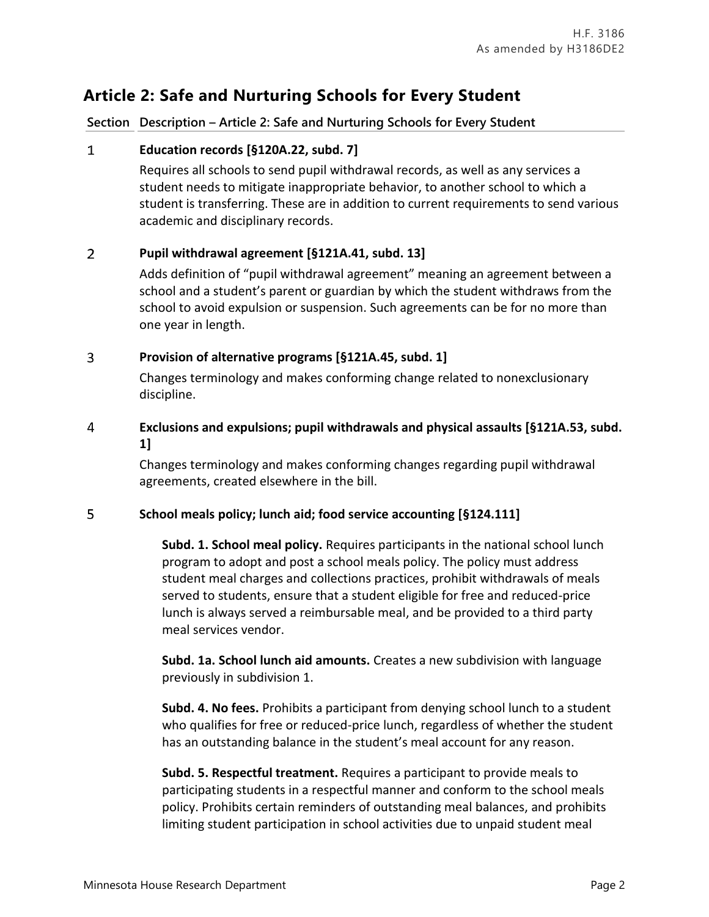# Article 2: Safe and Nurturing Schools for Every Student

| Section | Description – Article 2: Safe and Nurturing Schools for Every Student |
|---|---|

**1 Education records [§120A.22, subd. 7]**

Requires all schools to send pupil withdrawal records, as well as any services a student needs to mitigate inappropriate behavior, to another school to which a student is transferring. These are in addition to current requirements to send various academic and disciplinary records.

**2 Pupil withdrawal agreement [§121A.41, subd. 13]**

Adds definition of "pupil withdrawal agreement" meaning an agreement between a school and a student's parent or guardian by which the student withdraws from the school to avoid expulsion or suspension. Such agreements can be for no more than one year in length.

**3 Provision of alternative programs [§121A.45, subd. 1]**

Changes terminology and makes conforming change related to nonexclusionary discipline.

**4 Exclusions and expulsions; pupil withdrawals and physical assaults [§121A.53, subd. 1]**

Changes terminology and makes conforming changes regarding pupil withdrawal agreements, created elsewhere in the bill.

**5 School meals policy; lunch aid; food service accounting [§124.111]**

**Subd. 1. School meal policy.** Requires participants in the national school lunch program to adopt and post a school meals policy. The policy must address student meal charges and collections practices, prohibit withdrawals of meals served to students, ensure that a student eligible for free and reduced-price lunch is always served a reimbursable meal, and be provided to a third party meal services vendor.

**Subd. 1a. School lunch aid amounts.** Creates a new subdivision with language previously in subdivision 1.

**Subd. 4. No fees.** Prohibits a participant from denying school lunch to a student who qualifies for free or reduced-price lunch, regardless of whether the student has an outstanding balance in the student's meal account for any reason.

**Subd. 5. Respectful treatment.** Requires a participant to provide meals to participating students in a respectful manner and conform to the school meals policy. Prohibits certain reminders of outstanding meal balances, and prohibits limiting student participation in school activities due to unpaid student meal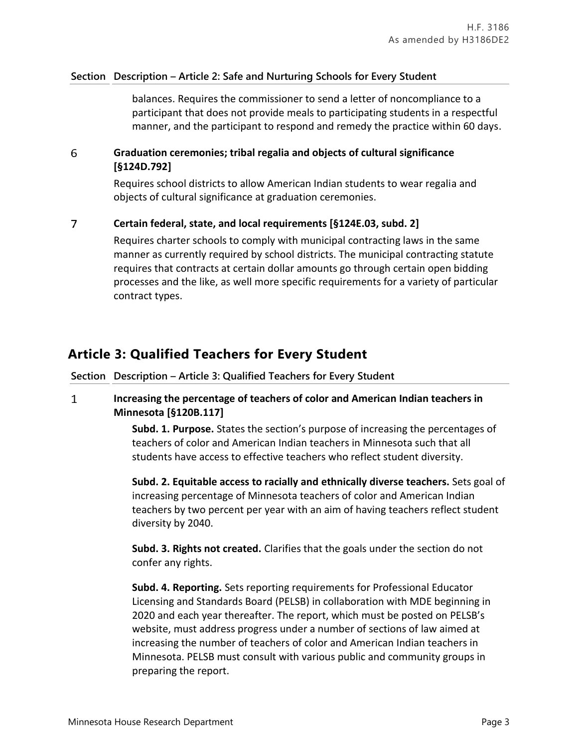**Section Description – Article 2: Safe and Nurturing Schools for Every Student**

balances. Requires the commissioner to send a letter of noncompliance to a participant that does not provide meals to participating students in a respectful manner, and the participant to respond and remedy the practice within 60 days.

6 **Graduation ceremonies; tribal regalia and objects of cultural significance [§124D.792]**

Requires school districts to allow American Indian students to wear regalia and objects of cultural significance at graduation ceremonies.

7 **Certain federal, state, and local requirements [§124E.03, subd. 2]**

Requires charter schools to comply with municipal contracting laws in the same manner as currently required by school districts. The municipal contracting statute requires that contracts at certain dollar amounts go through certain open bidding processes and the like, as well more specific requirements for a variety of particular contract types.

## Article 3: Qualified Teachers for Every Student

**Section Description – Article 3: Qualified Teachers for Every Student**

1 **Increasing the percentage of teachers of color and American Indian teachers in Minnesota [§120B.117]**

**Subd. 1. Purpose.** States the section's purpose of increasing the percentages of teachers of color and American Indian teachers in Minnesota such that all students have access to effective teachers who reflect student diversity.

**Subd. 2. Equitable access to racially and ethnically diverse teachers.** Sets goal of increasing percentage of Minnesota teachers of color and American Indian teachers by two percent per year with an aim of having teachers reflect student diversity by 2040.

**Subd. 3. Rights not created.** Clarifies that the goals under the section do not confer any rights.

**Subd. 4. Reporting.** Sets reporting requirements for Professional Educator Licensing and Standards Board (PELSB) in collaboration with MDE beginning in 2020 and each year thereafter. The report, which must be posted on PELSB's website, must address progress under a number of sections of law aimed at increasing the number of teachers of color and American Indian teachers in Minnesota. PELSB must consult with various public and community groups in preparing the report.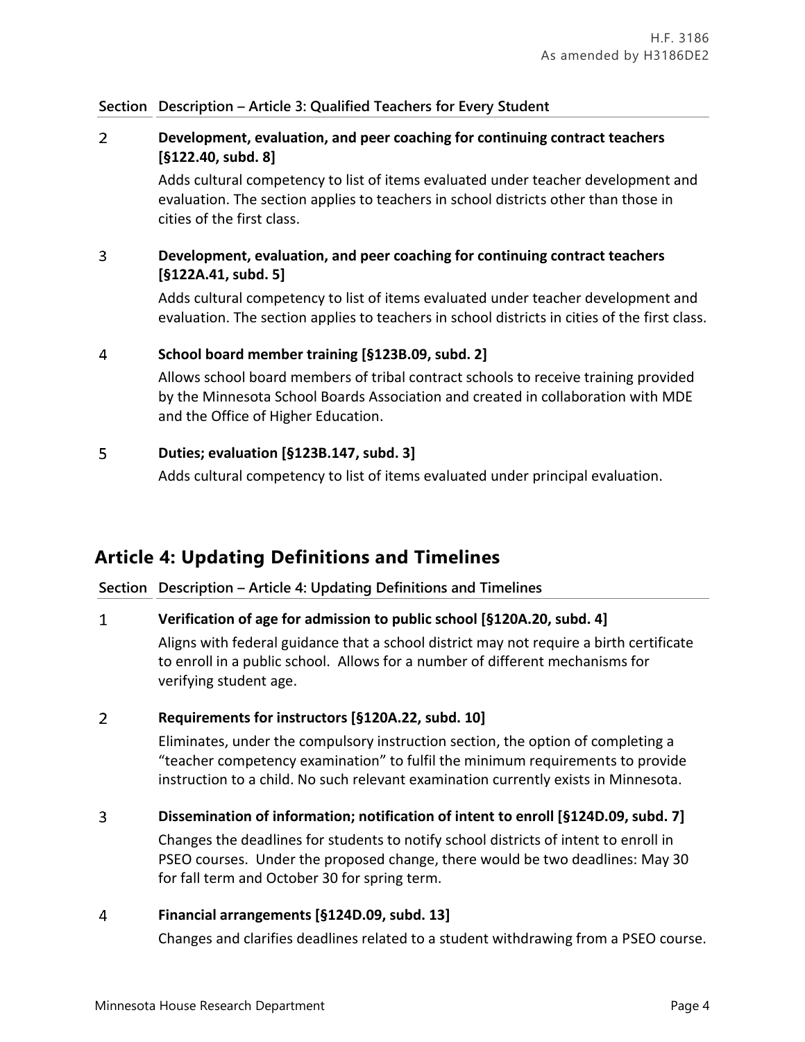| Section | Description – Article 3: Qualified Teachers for Every Student |
|---|---|
| 2 | **Development, evaluation, and peer coaching for continuing contract teachers [§122.40, subd. 8]**<br>Adds cultural competency to list of items evaluated under teacher development and evaluation. The section applies to teachers in school districts other than those in cities of the first class. |
| 3 | **Development, evaluation, and peer coaching for continuing contract teachers [§122A.41, subd. 5]**<br>Adds cultural competency to list of items evaluated under teacher development and evaluation. The section applies to teachers in school districts in cities of the first class. |
| 4 | **School board member training [§123B.09, subd. 2]**<br>Allows school board members of tribal contract schools to receive training provided by the Minnesota School Boards Association and created in collaboration with MDE and the Office of Higher Education. |
| 5 | **Duties; evaluation [§123B.147, subd. 3]**<br>Adds cultural competency to list of items evaluated under principal evaluation. |

## Article 4: Updating Definitions and Timelines

| Section | Description – Article 4: Updating Definitions and Timelines |
|---|---|
| 1 | **Verification of age for admission to public school [§120A.20, subd. 4]**<br>Aligns with federal guidance that a school district may not require a birth certificate to enroll in a public school. Allows for a number of different mechanisms for verifying student age. |
| 2 | **Requirements for instructors [§120A.22, subd. 10]**<br>Eliminates, under the compulsory instruction section, the option of completing a "teacher competency examination" to fulfil the minimum requirements to provide instruction to a child. No such relevant examination currently exists in Minnesota. |
| 3 | **Dissemination of information; notification of intent to enroll [§124D.09, subd. 7]**<br>Changes the deadlines for students to notify school districts of intent to enroll in PSEO courses. Under the proposed change, there would be two deadlines: May 30 for fall term and October 30 for spring term. |
| 4 | **Financial arrangements [§124D.09, subd. 13]**<br>Changes and clarifies deadlines related to a student withdrawing from a PSEO course. |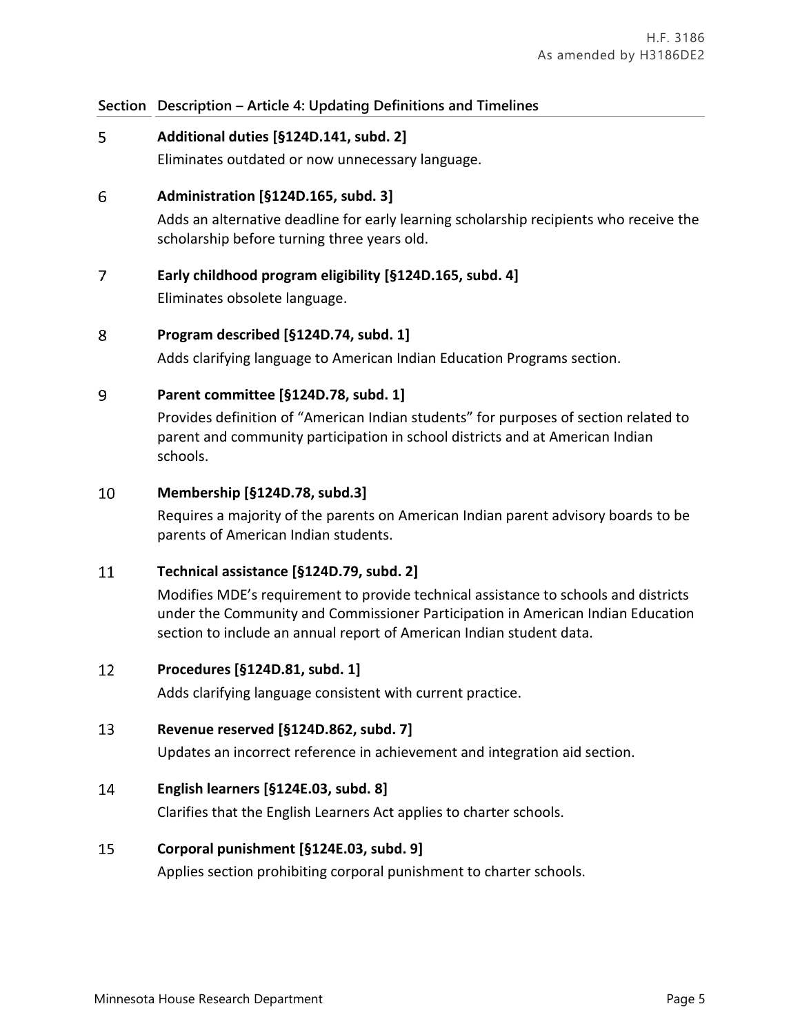| Section | Description – Article 4: Updating Definitions and Timelines |
|---|---|
| 5 | **Additional duties [§124D.141, subd. 2]**<br>Eliminates outdated or now unnecessary language. |
| 6 | **Administration [§124D.165, subd. 3]**<br>Adds an alternative deadline for early learning scholarship recipients who receive the scholarship before turning three years old. |
| 7 | **Early childhood program eligibility [§124D.165, subd. 4]**<br>Eliminates obsolete language. |
| 8 | **Program described [§124D.74, subd. 1]**<br>Adds clarifying language to American Indian Education Programs section. |
| 9 | **Parent committee [§124D.78, subd. 1]**<br>Provides definition of "American Indian students" for purposes of section related to parent and community participation in school districts and at American Indian schools. |
| 10 | **Membership [§124D.78, subd.3]**<br>Requires a majority of the parents on American Indian parent advisory boards to be parents of American Indian students. |
| 11 | **Technical assistance [§124D.79, subd. 2]**<br>Modifies MDE's requirement to provide technical assistance to schools and districts under the Community and Commissioner Participation in American Indian Education section to include an annual report of American Indian student data. |
| 12 | **Procedures [§124D.81, subd. 1]**<br>Adds clarifying language consistent with current practice. |
| 13 | **Revenue reserved [§124D.862, subd. 7]**<br>Updates an incorrect reference in achievement and integration aid section. |
| 14 | **English learners [§124E.03, subd. 8]**<br>Clarifies that the English Learners Act applies to charter schools. |
| 15 | **Corporal punishment [§124E.03, subd. 9]**<br>Applies section prohibiting corporal punishment to charter schools. |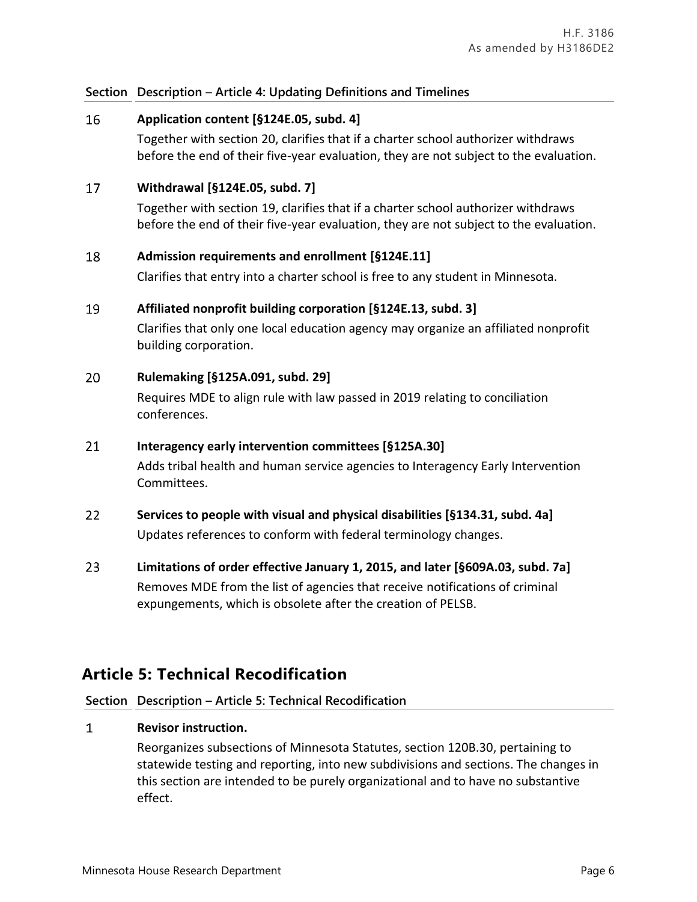| Section | Description – Article 4: Updating Definitions and Timelines |
|---|---|
| 16 | **Application content [§124E.05, subd. 4]**<br>Together with section 20, clarifies that if a charter school authorizer withdraws before the end of their five-year evaluation, they are not subject to the evaluation. |
| 17 | **Withdrawal [§124E.05, subd. 7]**<br>Together with section 19, clarifies that if a charter school authorizer withdraws before the end of their five-year evaluation, they are not subject to the evaluation. |
| 18 | **Admission requirements and enrollment [§124E.11]**<br>Clarifies that entry into a charter school is free to any student in Minnesota. |
| 19 | **Affiliated nonprofit building corporation [§124E.13, subd. 3]**<br>Clarifies that only one local education agency may organize an affiliated nonprofit building corporation. |
| 20 | **Rulemaking [§125A.091, subd. 29]**<br>Requires MDE to align rule with law passed in 2019 relating to conciliation conferences. |
| 21 | **Interagency early intervention committees [§125A.30]**<br>Adds tribal health and human service agencies to Interagency Early Intervention Committees. |
| 22 | **Services to people with visual and physical disabilities [§134.31, subd. 4a]**<br>Updates references to conform with federal terminology changes. |
| 23 | **Limitations of order effective January 1, 2015, and later [§609A.03, subd. 7a]**<br>Removes MDE from the list of agencies that receive notifications of criminal expungements, which is obsolete after the creation of PELSB. |

## Article 5: Technical Recodification

| Section | Description – Article 5: Technical Recodification |
|---|---|
| 1 | **Revisor instruction.**<br>Reorganizes subsections of Minnesota Statutes, section 120B.30, pertaining to statewide testing and reporting, into new subdivisions and sections. The changes in this section are intended to be purely organizational and to have no substantive effect. |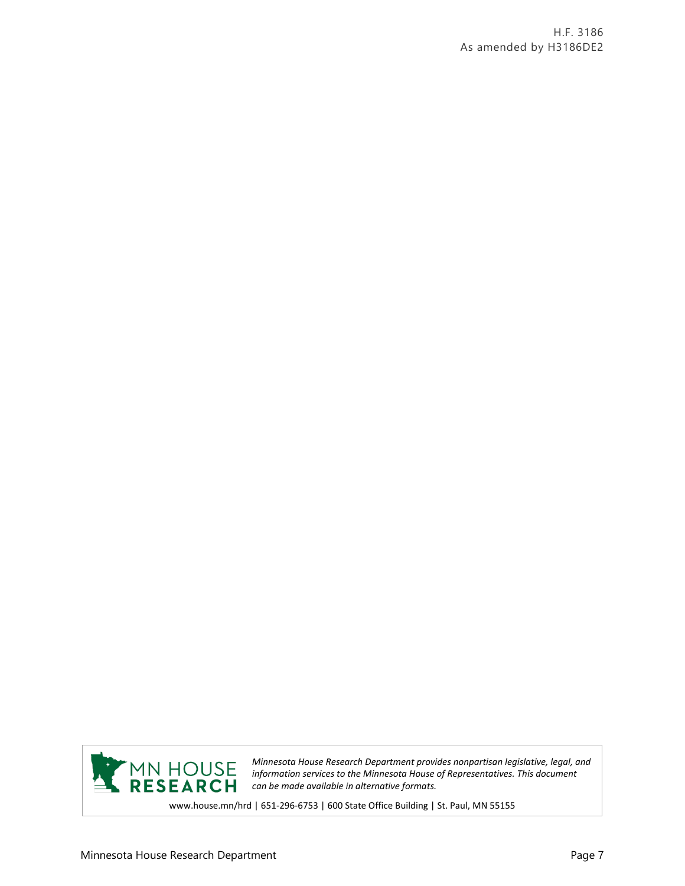Minnesota House Research Department provides nonpartisan legislative, legal, and information services to the Minnesota House of Representatives. This document can be made available in alternative formats.

www.house.mn/hrd | 651-296-6753 | 600 State Office Building | St. Paul, MN 55155